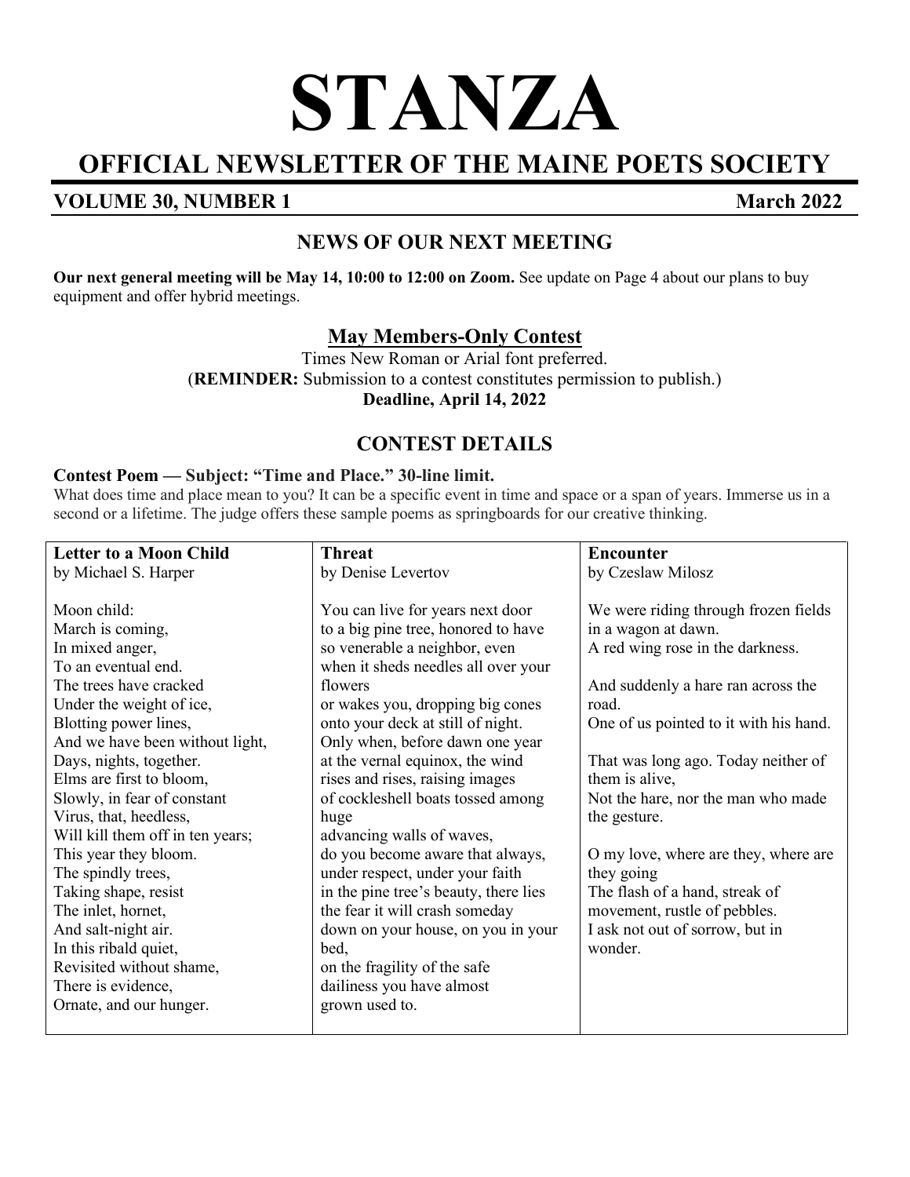# STANZA

## OFFICIAL NEWSLETTER OF THE MAINE POETS SOCIETY

**VOLUME 30, NUMBER 1** **March 2022**

## NEWS OF OUR NEXT MEETING

**Our next general meeting will be May 14, 10:00 to 12:00 on Zoom.** See update on Page 4 about our plans to buy equipment and offer hybrid meetings.

### May Members-Only Contest

Times New Roman or Arial font preferred.
(**REMINDER:** Submission to a contest constitutes permission to publish.)
**Deadline, April 14, 2022**

## CONTEST DETAILS

**Contest Poem — Subject: "Time and Place." 30-line limit.**

What does time and place mean to you? It can be a specific event in time and space or a span of years. Immerse us in a second or a lifetime. The judge offers these sample poems as springboards for our creative thinking.

**Letter to a Moon Child**
by Michael S. Harper

Moon child:
March is coming,
In mixed anger,
To an eventual end.
The trees have cracked
Under the weight of ice,
Blotting power lines,
And we have been without light,
Days, nights, together.
Elms are first to bloom,
Slowly, in fear of constant
Virus, that, heedless,
Will kill them off in ten years;
This year they bloom.
The spindly trees,
Taking shape, resist
The inlet, hornet,
And salt-night air.
In this ribald quiet,
Revisited without shame,
There is evidence,
Ornate, and our hunger.

**Threat**
by Denise Levertov

You can live for years next door
to a big pine tree, honored to have
so venerable a neighbor, even
when it sheds needles all over your
flowers
or wakes you, dropping big cones
onto your deck at still of night.
Only when, before dawn one year
at the vernal equinox, the wind
rises and rises, raising images
of cockleshell boats tossed among
huge
advancing walls of waves,
do you become aware that always,
under respect, under your faith
in the pine tree's beauty, there lies
the fear it will crash someday
down on your house, on you in your
bed,
on the fragility of the safe
dailiness you have almost
grown used to.

**Encounter**
by Czeslaw Milosz

We were riding through frozen fields
in a wagon at dawn.
A red wing rose in the darkness.

And suddenly a hare ran across the
road.
One of us pointed to it with his hand.

That was long ago. Today neither of
them is alive,
Not the hare, nor the man who made
the gesture.

O my love, where are they, where are
they going
The flash of a hand, streak of
movement, rustle of pebbles.
I ask not out of sorrow, but in
wonder.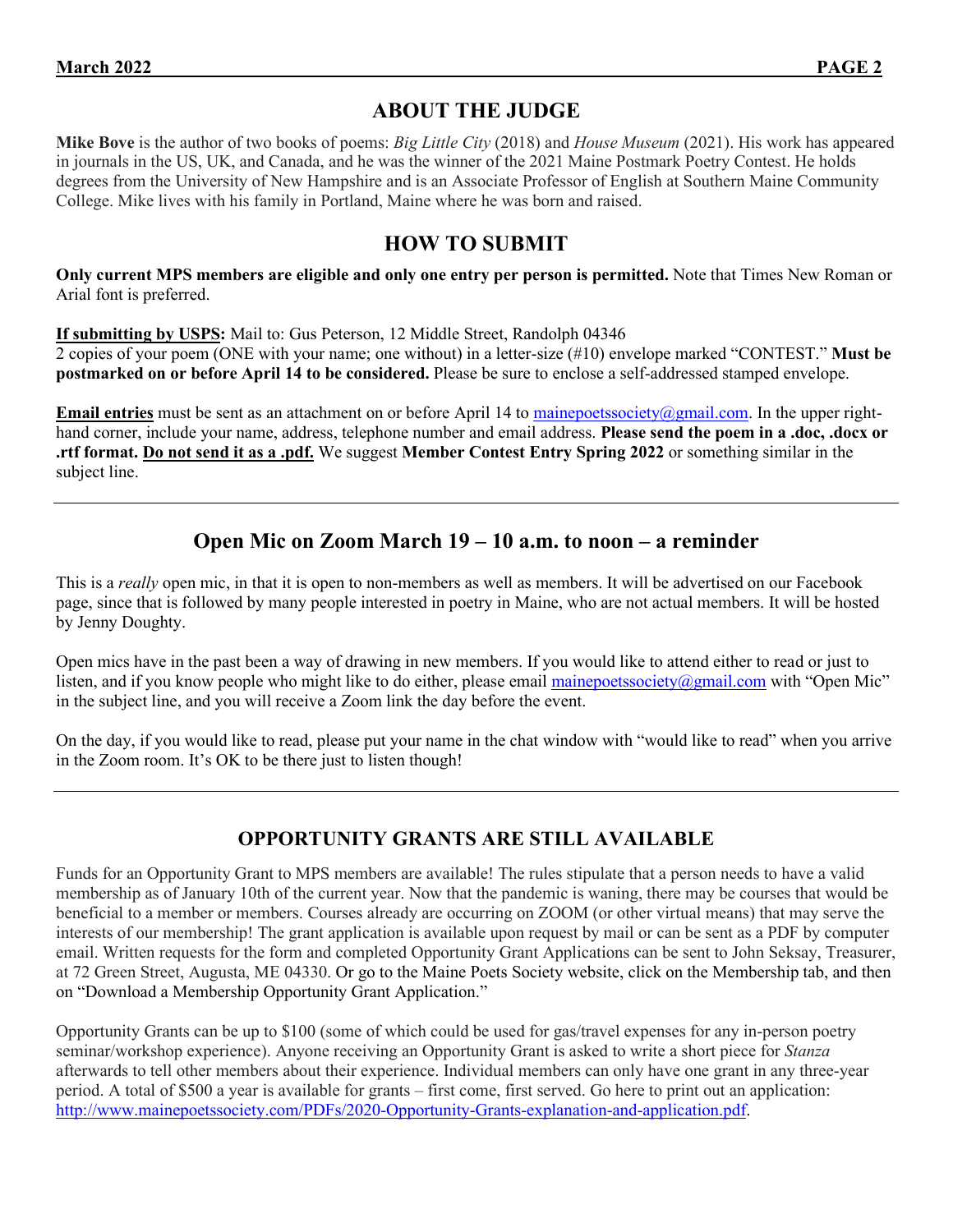## ABOUT THE JUDGE

**Mike Bove** is the author of two books of poems: *Big Little City* (2018) and *House Museum* (2021). His work has appeared in journals in the US, UK, and Canada, and he was the winner of the 2021 Maine Postmark Poetry Contest. He holds degrees from the University of New Hampshire and is an Associate Professor of English at Southern Maine Community College. Mike lives with his family in Portland, Maine where he was born and raised.

## HOW TO SUBMIT

**Only current MPS members are eligible and only one entry per person is permitted.** Note that Times New Roman or Arial font is preferred.

**If submitting by USPS:** Mail to: Gus Peterson, 12 Middle Street, Randolph 04346
2 copies of your poem (ONE with your name; one without) in a letter-size (#10) envelope marked "CONTEST." **Must be postmarked on or before April 14 to be considered.** Please be sure to enclose a self-addressed stamped envelope.

**Email entries** must be sent as an attachment on or before April 14 to mainepoetssociety@gmail.com. In the upper right-hand corner, include your name, address, telephone number and email address. **Please send the poem in a .doc, .docx or .rtf format. Do not send it as a .pdf.** We suggest **Member Contest Entry Spring 2022** or something similar in the subject line.

---

## Open Mic on Zoom March 19 – 10 a.m. to noon – a reminder

This is a *really* open mic, in that it is open to non-members as well as members. It will be advertised on our Facebook page, since that is followed by many people interested in poetry in Maine, who are not actual members. It will be hosted by Jenny Doughty.

Open mics have in the past been a way of drawing in new members. If you would like to attend either to read or just to listen, and if you know people who might like to do either, please email mainepoetssociety@gmail.com with "Open Mic" in the subject line, and you will receive a Zoom link the day before the event.

On the day, if you would like to read, please put your name in the chat window with "would like to read" when you arrive in the Zoom room. It's OK to be there just to listen though!

---

## OPPORTUNITY GRANTS ARE STILL AVAILABLE

Funds for an Opportunity Grant to MPS members are available! The rules stipulate that a person needs to have a valid membership as of January 10th of the current year. Now that the pandemic is waning, there may be courses that would be beneficial to a member or members. Courses already are occurring on ZOOM (or other virtual means) that may serve the interests of our membership! The grant application is available upon request by mail or can be sent as a PDF by computer email. Written requests for the form and completed Opportunity Grant Applications can be sent to John Seksay, Treasurer, at 72 Green Street, Augusta, ME 04330. Or go to the Maine Poets Society website, click on the Membership tab, and then on "Download a Membership Opportunity Grant Application."

Opportunity Grants can be up to $100 (some of which could be used for gas/travel expenses for any in-person poetry seminar/workshop experience). Anyone receiving an Opportunity Grant is asked to write a short piece for *Stanza* afterwards to tell other members about their experience. Individual members can only have one grant in any three-year period. A total of $500 a year is available for grants – first come, first served. Go here to print out an application: http://www.mainepoetssociety.com/PDFs/2020-Opportunity-Grants-explanation-and-application.pdf.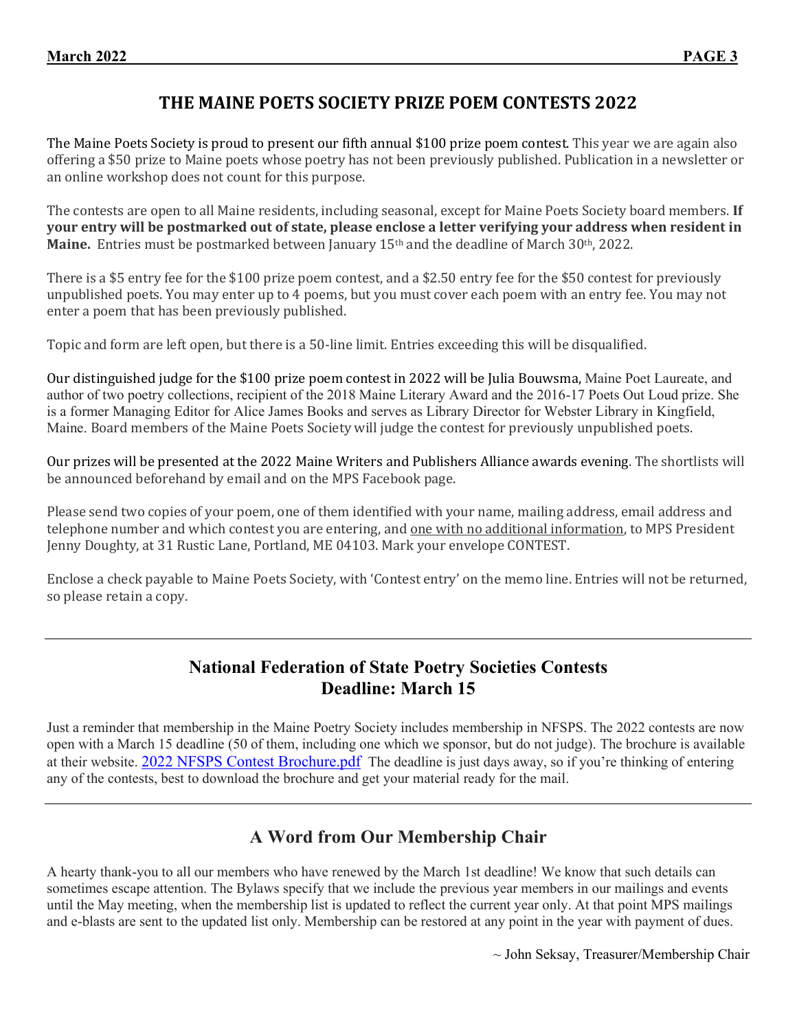## THE MAINE POETS SOCIETY PRIZE POEM CONTESTS 2022

The Maine Poets Society is proud to present our fifth annual $100 prize poem contest. This year we are again also offering a $50 prize to Maine poets whose poetry has not been previously published. Publication in a newsletter or an online workshop does not count for this purpose.

The contests are open to all Maine residents, including seasonal, except for Maine Poets Society board members. **If your entry will be postmarked out of state, please enclose a letter verifying your address when resident in Maine.** Entries must be postmarked between January 15th and the deadline of March 30th, 2022.

There is a $5 entry fee for the $100 prize poem contest, and a $2.50 entry fee for the $50 contest for previously unpublished poets. You may enter up to 4 poems, but you must cover each poem with an entry fee. You may not enter a poem that has been previously published.

Topic and form are left open, but there is a 50-line limit. Entries exceeding this will be disqualified.

Our distinguished judge for the $100 prize poem contest in 2022 will be Julia Bouwsma, Maine Poet Laureate, and author of two poetry collections, recipient of the 2018 Maine Literary Award and the 2016-17 Poets Out Loud prize. She is a former Managing Editor for Alice James Books and serves as Library Director for Webster Library in Kingfield, Maine. Board members of the Maine Poets Society will judge the contest for previously unpublished poets.

Our prizes will be presented at the 2022 Maine Writers and Publishers Alliance awards evening. The shortlists will be announced beforehand by email and on the MPS Facebook page.

Please send two copies of your poem, one of them identified with your name, mailing address, email address and telephone number and which contest you are entering, and one with no additional information, to MPS President Jenny Doughty, at 31 Rustic Lane, Portland, ME 04103. Mark your envelope CONTEST.

Enclose a check payable to Maine Poets Society, with 'Contest entry' on the memo line. Entries will not be returned, so please retain a copy.

---

## National Federation of State Poetry Societies Contests
## Deadline: March 15

Just a reminder that membership in the Maine Poetry Society includes membership in NFSPS. The 2022 contests are now open with a March 15 deadline (50 of them, including one which we sponsor, but do not judge). The brochure is available at their website. 2022 NFSPS Contest Brochure.pdf The deadline is just days away, so if you're thinking of entering any of the contests, best to download the brochure and get your material ready for the mail.

---

## A Word from Our Membership Chair

A hearty thank-you to all our members who have renewed by the March 1st deadline! We know that such details can sometimes escape attention. The Bylaws specify that we include the previous year members in our mailings and events until the May meeting, when the membership list is updated to reflect the current year only. At that point MPS mailings and e-blasts are sent to the updated list only. Membership can be restored at any point in the year with payment of dues.

~ John Seksay, Treasurer/Membership Chair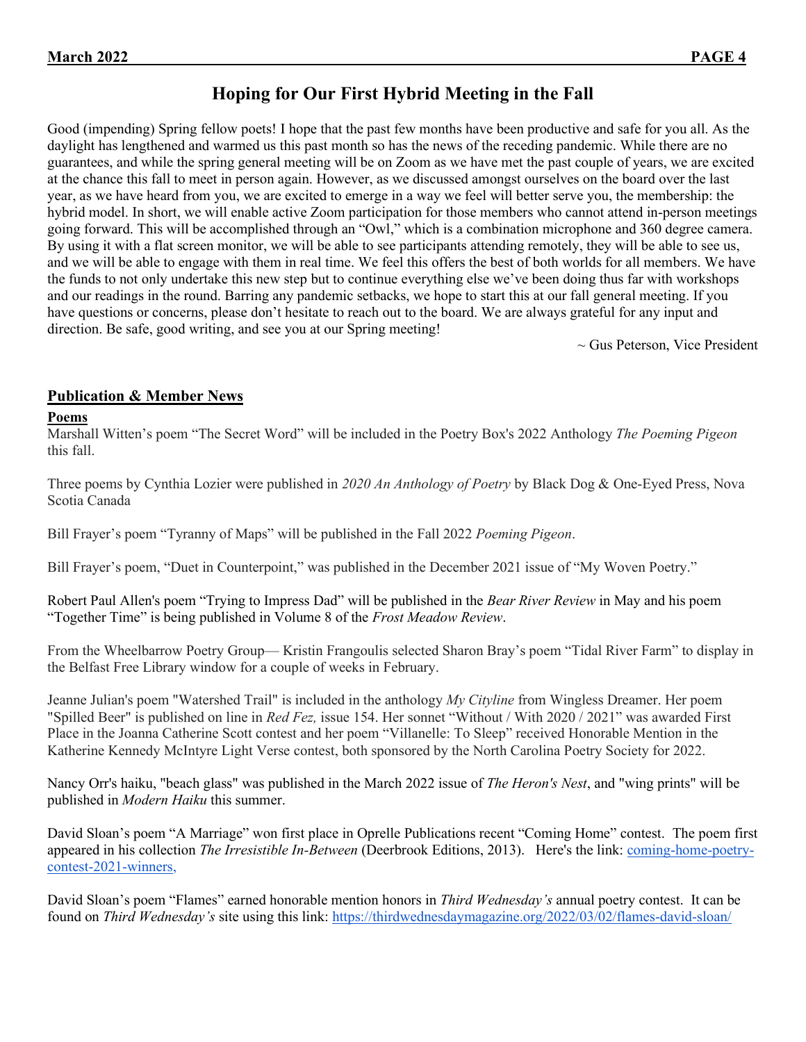# Hoping for Our First Hybrid Meeting in the Fall

Good (impending) Spring fellow poets! I hope that the past few months have been productive and safe for you all. As the daylight has lengthened and warmed us this past month so has the news of the receding pandemic. While there are no guarantees, and while the spring general meeting will be on Zoom as we have met the past couple of years, we are excited at the chance this fall to meet in person again. However, as we discussed amongst ourselves on the board over the last year, as we have heard from you, we are excited to emerge in a way we feel will better serve you, the membership: the hybrid model. In short, we will enable active Zoom participation for those members who cannot attend in-person meetings going forward. This will be accomplished through an "Owl," which is a combination microphone and 360 degree camera. By using it with a flat screen monitor, we will be able to see participants attending remotely, they will be able to see us, and we will be able to engage with them in real time. We feel this offers the best of both worlds for all members. We have the funds to not only undertake this new step but to continue everything else we've been doing thus far with workshops and our readings in the round. Barring any pandemic setbacks, we hope to start this at our fall general meeting. If you have questions or concerns, please don't hesitate to reach out to the board. We are always grateful for any input and direction. Be safe, good writing, and see you at our Spring meeting!

~ Gus Peterson, Vice President

## Publication & Member News

### Poems

Marshall Witten's poem "The Secret Word" will be included in the Poetry Box's 2022 Anthology *The Poeming Pigeon* this fall.

Three poems by Cynthia Lozier were published in *2020 An Anthology of Poetry* by Black Dog & One-Eyed Press, Nova Scotia Canada

Bill Frayer's poem "Tyranny of Maps" will be published in the Fall 2022 *Poeming Pigeon*.

Bill Frayer's poem, "Duet in Counterpoint," was published in the December 2021 issue of "My Woven Poetry."

Robert Paul Allen's poem "Trying to Impress Dad" will be published in the *Bear River Review* in May and his poem "Together Time" is being published in Volume 8 of the *Frost Meadow Review*.

From the Wheelbarrow Poetry Group— Kristin Frangoulis selected Sharon Bray's poem "Tidal River Farm" to display in the Belfast Free Library window for a couple of weeks in February.

Jeanne Julian's poem "Watershed Trail" is included in the anthology *My Cityline* from Wingless Dreamer. Her poem "Spilled Beer" is published on line in *Red Fez,* issue 154. Her sonnet "Without / With 2020 / 2021" was awarded First Place in the Joanna Catherine Scott contest and her poem "Villanelle: To Sleep" received Honorable Mention in the Katherine Kennedy McIntyre Light Verse contest, both sponsored by the North Carolina Poetry Society for 2022.

Nancy Orr's haiku, "beach glass" was published in the March 2022 issue of *The Heron's Nest*, and "wing prints" will be published in *Modern Haiku* this summer.

David Sloan's poem "A Marriage" won first place in Oprelle Publications recent "Coming Home" contest. The poem first appeared in his collection *The Irresistible In-Between* (Deerbrook Editions, 2013). Here's the link: coming-home-poetry-contest-2021-winners,

David Sloan's poem "Flames" earned honorable mention honors in *Third Wednesday's* annual poetry contest. It can be found on *Third Wednesday's* site using this link: https://thirdwednesdaymagazine.org/2022/03/02/flames-david-sloan/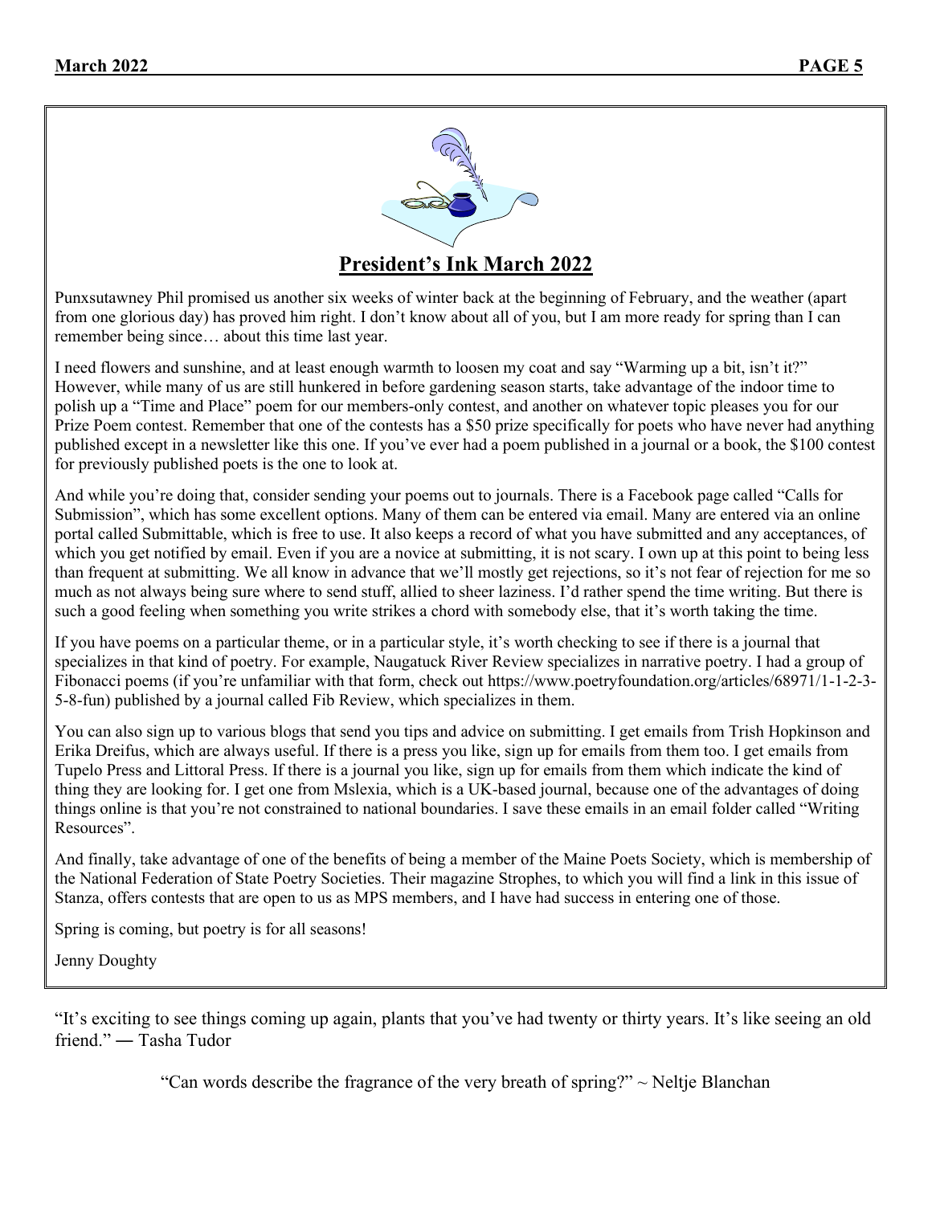## President's Ink March 2022

Punxsutawney Phil promised us another six weeks of winter back at the beginning of February, and the weather (apart from one glorious day) has proved him right. I don't know about all of you, but I am more ready for spring than I can remember being since… about this time last year.

I need flowers and sunshine, and at least enough warmth to loosen my coat and say "Warming up a bit, isn't it?" However, while many of us are still hunkered in before gardening season starts, take advantage of the indoor time to polish up a "Time and Place" poem for our members-only contest, and another on whatever topic pleases you for our Prize Poem contest. Remember that one of the contests has a $50 prize specifically for poets who have never had anything published except in a newsletter like this one. If you've ever had a poem published in a journal or a book, the $100 contest for previously published poets is the one to look at.

And while you're doing that, consider sending your poems out to journals. There is a Facebook page called "Calls for Submission", which has some excellent options. Many of them can be entered via email. Many are entered via an online portal called Submittable, which is free to use. It also keeps a record of what you have submitted and any acceptances, of which you get notified by email. Even if you are a novice at submitting, it is not scary. I own up at this point to being less than frequent at submitting. We all know in advance that we'll mostly get rejections, so it's not fear of rejection for me so much as not always being sure where to send stuff, allied to sheer laziness. I'd rather spend the time writing. But there is such a good feeling when something you write strikes a chord with somebody else, that it's worth taking the time.

If you have poems on a particular theme, or in a particular style, it's worth checking to see if there is a journal that specializes in that kind of poetry. For example, Naugatuck River Review specializes in narrative poetry. I had a group of Fibonacci poems (if you're unfamiliar with that form, check out https://www.poetryfoundation.org/articles/68971/1-1-2-3-5-8-fun) published by a journal called Fib Review, which specializes in them.

You can also sign up to various blogs that send you tips and advice on submitting. I get emails from Trish Hopkinson and Erika Dreifus, which are always useful. If there is a press you like, sign up for emails from them too. I get emails from Tupelo Press and Littoral Press. If there is a journal you like, sign up for emails from them which indicate the kind of thing they are looking for. I get one from Mslexia, which is a UK-based journal, because one of the advantages of doing things online is that you're not constrained to national boundaries. I save these emails in an email folder called "Writing Resources".

And finally, take advantage of one of the benefits of being a member of the Maine Poets Society, which is membership of the National Federation of State Poetry Societies. Their magazine Strophes, to which you will find a link in this issue of Stanza, offers contests that are open to us as MPS members, and I have had success in entering one of those.

Spring is coming, but poetry is for all seasons!

Jenny Doughty

"It's exciting to see things coming up again, plants that you've had twenty or thirty years. It's like seeing an old friend." ― Tasha Tudor

"Can words describe the fragrance of the very breath of spring?" ~ Neltje Blanchan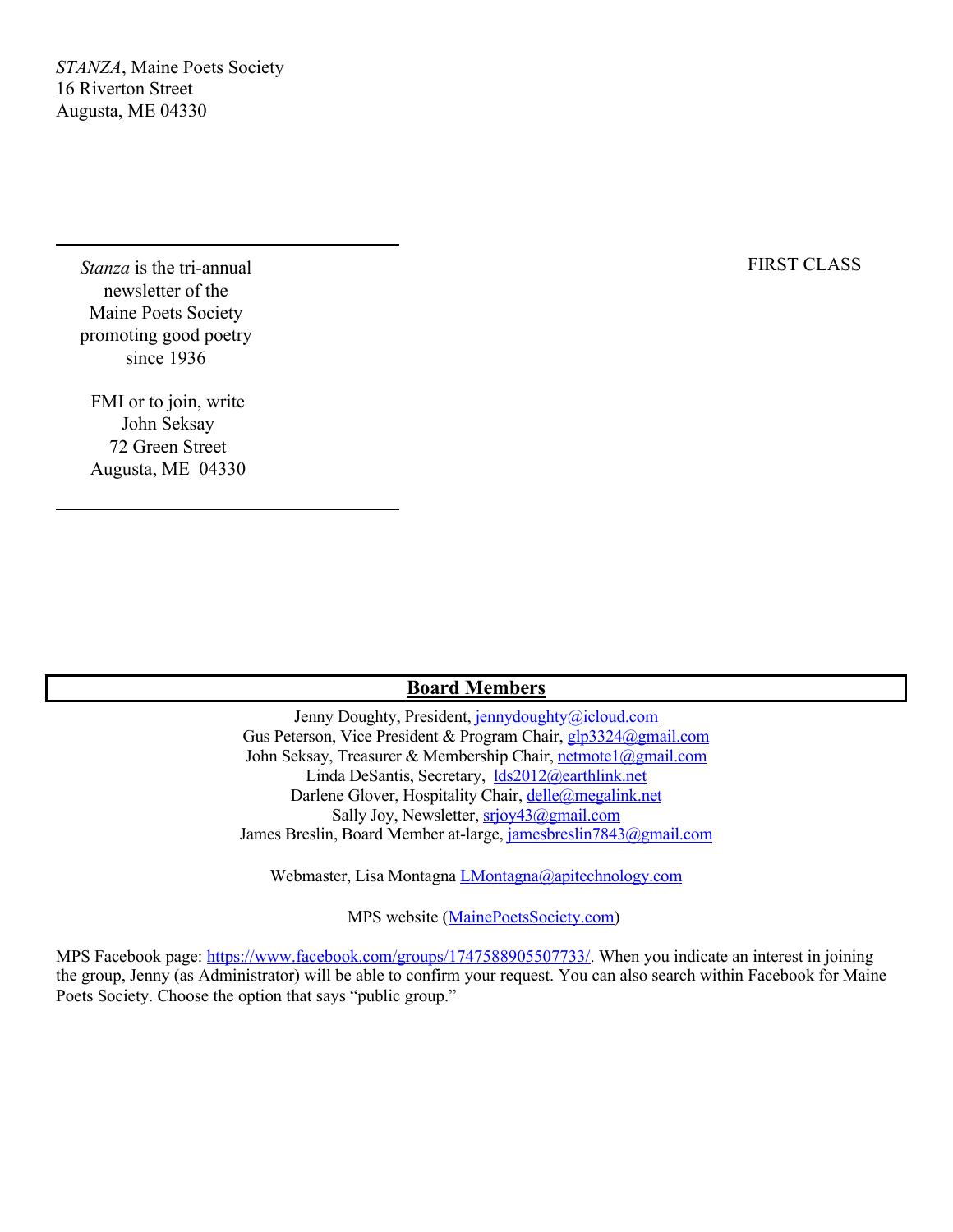*STANZA*, Maine Poets Society
16 Riverton Street
Augusta, ME 04330

FIRST CLASS

---

*Stanza* is the tri-annual newsletter of the Maine Poets Society promoting good poetry since 1936

FMI or to join, write
John Seksay
72 Green Street
Augusta, ME 04330

---

## Board Members

Jenny Doughty, President, jennydoughty@icloud.com
Gus Peterson, Vice President & Program Chair, glp3324@gmail.com
John Seksay, Treasurer & Membership Chair, netmote1@gmail.com
Linda DeSantis, Secretary, lds2012@earthlink.net
Darlene Glover, Hospitality Chair, delle@megalink.net
Sally Joy, Newsletter, srjoy43@gmail.com
James Breslin, Board Member at-large, jamesbreslin7843@gmail.com

Webmaster, Lisa Montagna LMontagna@apitechnology.com

MPS website (MainePoetsSociety.com)

MPS Facebook page: https://www.facebook.com/groups/1747588905507733/. When you indicate an interest in joining the group, Jenny (as Administrator) will be able to confirm your request. You can also search within Facebook for Maine Poets Society. Choose the option that says "public group."